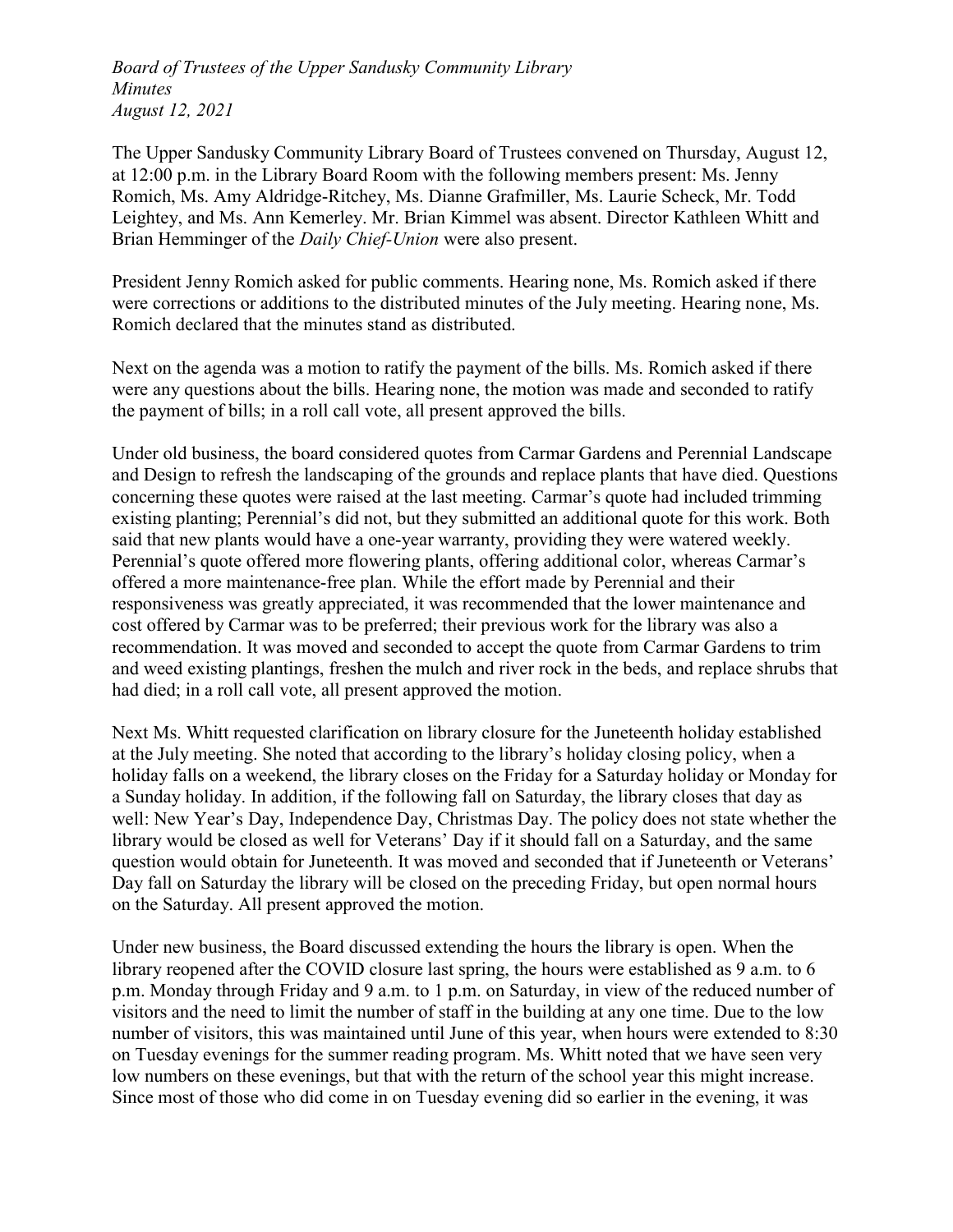*Board of Trustees of the Upper Sandusky Community Library*
*Minutes*
*August 12, 2021*

The Upper Sandusky Community Library Board of Trustees convened on Thursday, August 12, at 12:00 p.m. in the Library Board Room with the following members present: Ms. Jenny Romich, Ms. Amy Aldridge-Ritchey, Ms. Dianne Grafmiller, Ms. Laurie Scheck, Mr. Todd Leightey, and Ms. Ann Kemerley. Mr. Brian Kimmel was absent. Director Kathleen Whitt and Brian Hemminger of the *Daily Chief-Union* were also present.

President Jenny Romich asked for public comments. Hearing none, Ms. Romich asked if there were corrections or additions to the distributed minutes of the July meeting. Hearing none, Ms. Romich declared that the minutes stand as distributed.

Next on the agenda was a motion to ratify the payment of the bills. Ms. Romich asked if there were any questions about the bills. Hearing none, the motion was made and seconded to ratify the payment of bills; in a roll call vote, all present approved the bills.

Under old business, the board considered quotes from Carmar Gardens and Perennial Landscape and Design to refresh the landscaping of the grounds and replace plants that have died. Questions concerning these quotes were raised at the last meeting. Carmar's quote had included trimming existing planting; Perennial's did not, but they submitted an additional quote for this work. Both said that new plants would have a one-year warranty, providing they were watered weekly. Perennial's quote offered more flowering plants, offering additional color, whereas Carmar's offered a more maintenance-free plan. While the effort made by Perennial and their responsiveness was greatly appreciated, it was recommended that the lower maintenance and cost offered by Carmar was to be preferred; their previous work for the library was also a recommendation. It was moved and seconded to accept the quote from Carmar Gardens to trim and weed existing plantings, freshen the mulch and river rock in the beds, and replace shrubs that had died; in a roll call vote, all present approved the motion.

Next Ms. Whitt requested clarification on library closure for the Juneteenth holiday established at the July meeting. She noted that according to the library's holiday closing policy, when a holiday falls on a weekend, the library closes on the Friday for a Saturday holiday or Monday for a Sunday holiday. In addition, if the following fall on Saturday, the library closes that day as well: New Year's Day, Independence Day, Christmas Day. The policy does not state whether the library would be closed as well for Veterans' Day if it should fall on a Saturday, and the same question would obtain for Juneteenth. It was moved and seconded that if Juneteenth or Veterans' Day fall on Saturday the library will be closed on the preceding Friday, but open normal hours on the Saturday. All present approved the motion.

Under new business, the Board discussed extending the hours the library is open. When the library reopened after the COVID closure last spring, the hours were established as 9 a.m. to 6 p.m. Monday through Friday and 9 a.m. to 1 p.m. on Saturday, in view of the reduced number of visitors and the need to limit the number of staff in the building at any one time. Due to the low number of visitors, this was maintained until June of this year, when hours were extended to 8:30 on Tuesday evenings for the summer reading program. Ms. Whitt noted that we have seen very low numbers on these evenings, but that with the return of the school year this might increase. Since most of those who did come in on Tuesday evening did so earlier in the evening, it was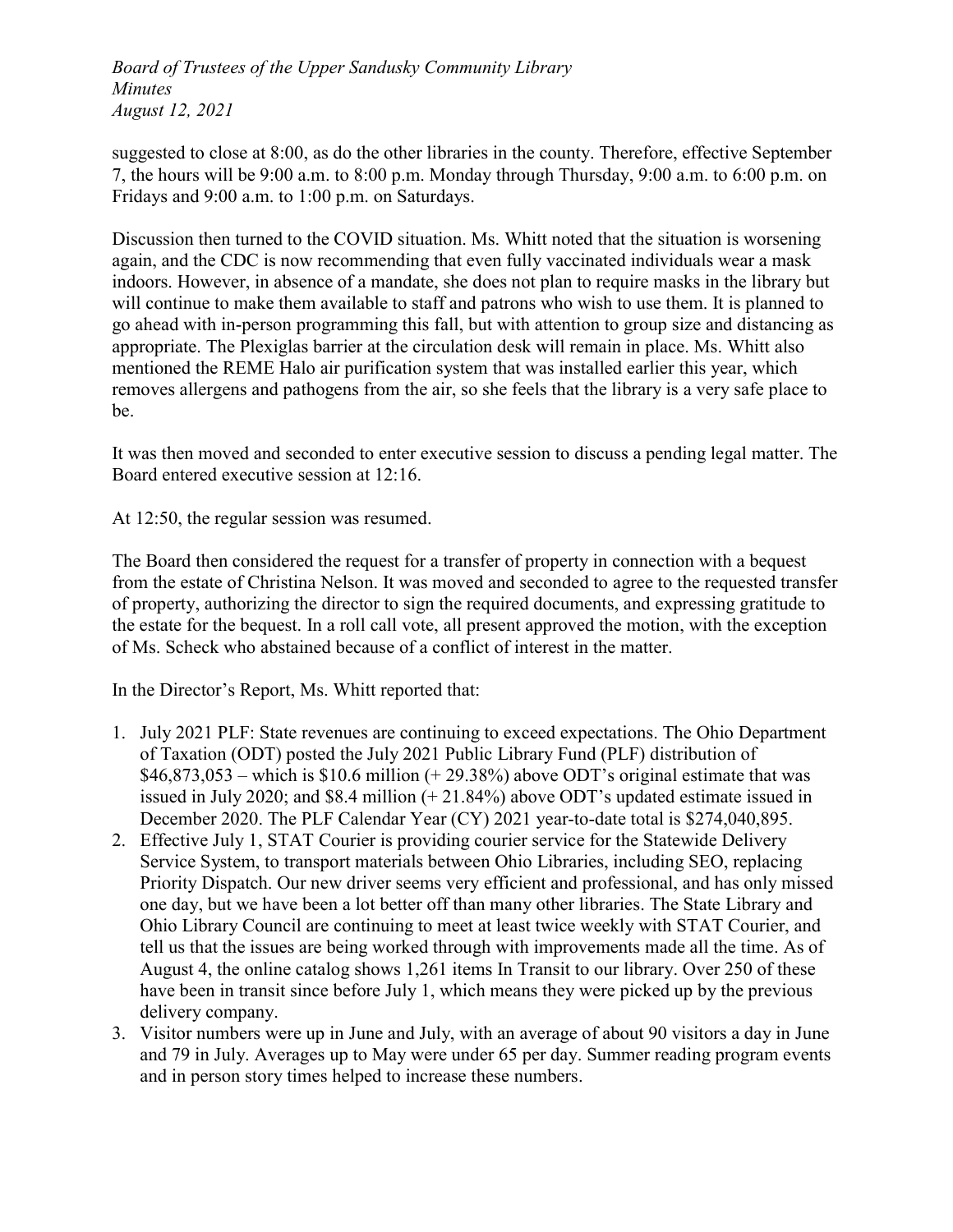suggested to close at 8:00, as do the other libraries in the county. Therefore, effective September 7, the hours will be 9:00 a.m. to 8:00 p.m. Monday through Thursday, 9:00 a.m. to 6:00 p.m. on Fridays and 9:00 a.m. to 1:00 p.m. on Saturdays.

Discussion then turned to the COVID situation. Ms. Whitt noted that the situation is worsening again, and the CDC is now recommending that even fully vaccinated individuals wear a mask indoors. However, in absence of a mandate, she does not plan to require masks in the library but will continue to make them available to staff and patrons who wish to use them. It is planned to go ahead with in-person programming this fall, but with attention to group size and distancing as appropriate. The Plexiglas barrier at the circulation desk will remain in place. Ms. Whitt also mentioned the REME Halo air purification system that was installed earlier this year, which removes allergens and pathogens from the air, so she feels that the library is a very safe place to be.

It was then moved and seconded to enter executive session to discuss a pending legal matter. The Board entered executive session at 12:16.

At 12:50, the regular session was resumed.

The Board then considered the request for a transfer of property in connection with a bequest from the estate of Christina Nelson. It was moved and seconded to agree to the requested transfer of property, authorizing the director to sign the required documents, and expressing gratitude to the estate for the bequest. In a roll call vote, all present approved the motion, with the exception of Ms. Scheck who abstained because of a conflict of interest in the matter.

In the Director's Report, Ms. Whitt reported that:

1. July 2021 PLF: State revenues are continuing to exceed expectations. The Ohio Department of Taxation (ODT) posted the July 2021 Public Library Fund (PLF) distribution of $46,873,053 – which is $10.6 million (+ 29.38%) above ODT's original estimate that was issued in July 2020; and $8.4 million (+ 21.84%) above ODT's updated estimate issued in December 2020. The PLF Calendar Year (CY) 2021 year-to-date total is $274,040,895.
2. Effective July 1, STAT Courier is providing courier service for the Statewide Delivery Service System, to transport materials between Ohio Libraries, including SEO, replacing Priority Dispatch. Our new driver seems very efficient and professional, and has only missed one day, but we have been a lot better off than many other libraries. The State Library and Ohio Library Council are continuing to meet at least twice weekly with STAT Courier, and tell us that the issues are being worked through with improvements made all the time. As of August 4, the online catalog shows 1,261 items In Transit to our library. Over 250 of these have been in transit since before July 1, which means they were picked up by the previous delivery company.
3. Visitor numbers were up in June and July, with an average of about 90 visitors a day in June and 79 in July. Averages up to May were under 65 per day. Summer reading program events and in person story times helped to increase these numbers.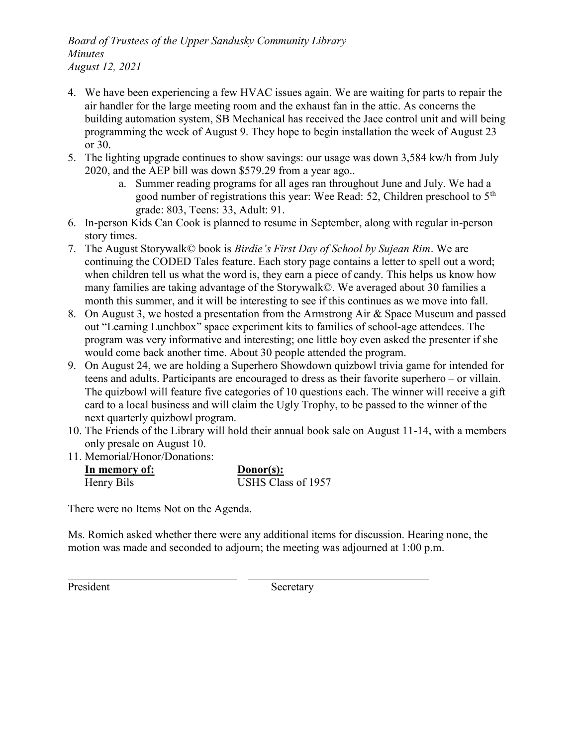4. We have been experiencing a few HVAC issues again. We are waiting for parts to repair the air handler for the large meeting room and the exhaust fan in the attic. As concerns the building automation system, SB Mechanical has received the Jace control unit and will being programming the week of August 9. They hope to begin installation the week of August 23 or 30.
5. The lighting upgrade continues to show savings: our usage was down 3,584 kw/h from July 2020, and the AEP bill was down $579.29 from a year ago..
    a. Summer reading programs for all ages ran throughout June and July. We had a good number of registrations this year: Wee Read: 52, Children preschool to 5th grade: 803, Teens: 33, Adult: 91.
6. In-person Kids Can Cook is planned to resume in September, along with regular in-person story times.
7. The August Storywalk© book is *Birdie's First Day of School by Sujean Rim*. We are continuing the CODED Tales feature. Each story page contains a letter to spell out a word; when children tell us what the word is, they earn a piece of candy. This helps us know how many families are taking advantage of the Storywalk©. We averaged about 30 families a month this summer, and it will be interesting to see if this continues as we move into fall.
8. On August 3, we hosted a presentation from the Armstrong Air & Space Museum and passed out "Learning Lunchbox" space experiment kits to families of school-age attendees. The program was very informative and interesting; one little boy even asked the presenter if she would come back another time. About 30 people attended the program.
9. On August 24, we are holding a Superhero Showdown quizbowl trivia game for intended for teens and adults. Participants are encouraged to dress as their favorite superhero – or villain. The quizbowl will feature five categories of 10 questions each. The winner will receive a gift card to a local business and will claim the Ugly Trophy, to be passed to the winner of the next quarterly quizbowl program.
10. The Friends of the Library will hold their annual book sale on August 11-14, with a members only presale on August 10.
11. Memorial/Honor/Donations:

| **In memory of:** | **Donor(s):** |
|---|---|
| Henry Bils | USHS Class of 1957 |

There were no Items Not on the Agenda.

Ms. Romich asked whether there were any additional items for discussion. Hearing none, the motion was made and seconded to adjourn; the meeting was adjourned at 1:00 p.m.

\_\_\_\_\_\_\_\_\_\_\_\_\_\_\_\_\_\_\_\_\_\_\_\_\_\_\_\_\_\_ \_\_\_\_\_\_\_\_\_\_\_\_\_\_\_\_\_\_\_\_\_\_\_\_\_\_\_\_\_\_

President Secretary